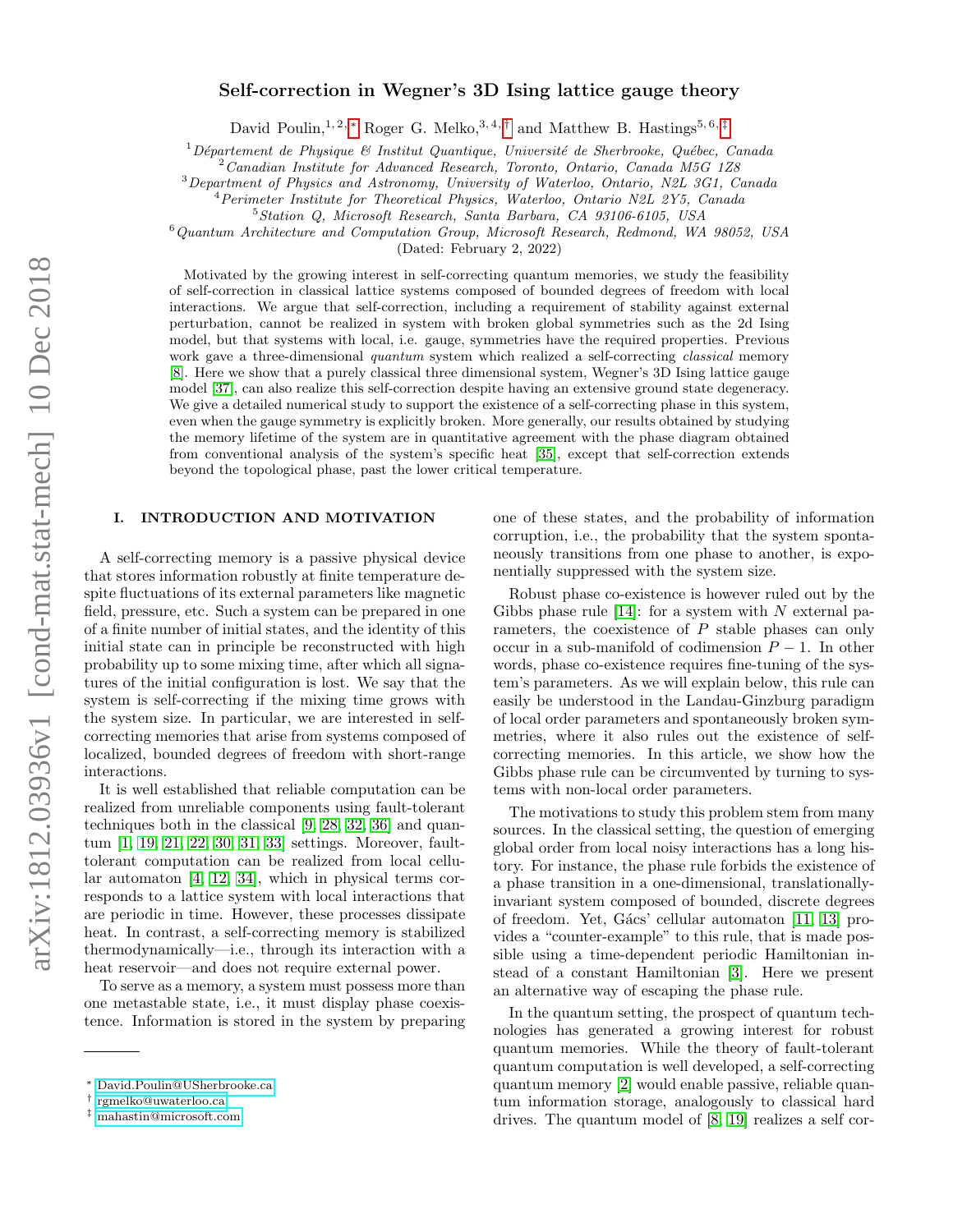# Self-correction in Wegner's 3D Ising lattice gauge theory

David Poulin,[1,2,*] Roger G. Melko,[3,4,†] and Matthew B. Hastings[5,6,‡]

[1] *Département de Physique & Institut Quantique, Université de Sherbrooke, Québec, Canada*
[2] *Canadian Institute for Advanced Research, Toronto, Ontario, Canada M5G 1Z8*
[3] *Department of Physics and Astronomy, University of Waterloo, Ontario, N2L 3G1, Canada*
[4] *Perimeter Institute for Theoretical Physics, Waterloo, Ontario N2L 2Y5, Canada*
[5] *Station Q, Microsoft Research, Santa Barbara, CA 93106-6105, USA*
[6] *Quantum Architecture and Computation Group, Microsoft Research, Redmond, WA 98052, USA*

(Dated: February 2, 2022)

Motivated by the growing interest in self-correcting quantum memories, we study the feasibility of self-correction in classical lattice systems composed of bounded degrees of freedom with local interactions. We argue that self-correction, including a requirement of stability against external perturbation, cannot be realized in system with broken global symmetries such as the 2d Ising model, but that systems with local, i.e. gauge, symmetries have the required properties. Previous work gave a three-dimensional *quantum* system which realized a self-correcting *classical* memory [8]. Here we show that a purely classical three dimensional system, Wegner's 3D Ising lattice gauge model [37], can also realize this self-correction despite having an extensive ground state degeneracy. We give a detailed numerical study to support the existence of a self-correcting phase in this system, even when the gauge symmetry is explicitly broken. More generally, our results obtained by studying the memory lifetime of the system are in quantitative agreement with the phase diagram obtained from conventional analysis of the system's specific heat [35], except that self-correction extends beyond the topological phase, past the lower critical temperature.

## I. INTRODUCTION AND MOTIVATION

A self-correcting memory is a passive physical device that stores information robustly at finite temperature despite fluctuations of its external parameters like magnetic field, pressure, etc. Such a system can be prepared in one of a finite number of initial states, and the identity of this initial state can in principle be reconstructed with high probability up to some mixing time, after which all signatures of the initial configuration is lost. We say that the system is self-correcting if the mixing time grows with the system size. In particular, we are interested in self-correcting memories that arise from systems composed of localized, bounded degrees of freedom with short-range interactions.

It is well established that reliable computation can be realized from unreliable components using fault-tolerant techniques both in the classical [9, 28, 32, 36] and quantum [1, 19, 21, 22, 30, 31, 33] settings. Moreover, fault-tolerant computation can be realized from local cellular automaton [4, 12, 34], which in physical terms corresponds to a lattice system with local interactions that are periodic in time. However, these processes dissipate heat. In contrast, a self-correcting memory is stabilized thermodynamically—i.e., through its interaction with a heat reservoir—and does not require external power.

To serve as a memory, a system must possess more than one metastable state, i.e., it must display phase coexistence. Information is stored in the system by preparing one of these states, and the probability of information corruption, i.e., the probability that the system spontaneously transitions from one phase to another, is exponentially suppressed with the system size.

Robust phase co-existence is however ruled out by the Gibbs phase rule [14]: for a system with $N$ external parameters, the coexistence of $P$ stable phases can only occur in a sub-manifold of codimension $P-1$. In other words, phase co-existence requires fine-tuning of the system's parameters. As we will explain below, this rule can easily be understood in the Landau-Ginzburg paradigm of local order parameters and spontaneously broken symmetries, where it also rules out the existence of self-correcting memories. In this article, we show how the Gibbs phase rule can be circumvented by turning to systems with non-local order parameters.

The motivations to study this problem stem from many sources. In the classical setting, the question of emerging global order from local noisy interactions has a long history. For instance, the phase rule forbids the existence of a phase transition in a one-dimensional, translationally-invariant system composed of bounded, discrete degrees of freedom. Yet, Gács' cellular automaton [11, 13] provides a "counter-example" to this rule, that is made possible using a time-dependent periodic Hamiltonian instead of a constant Hamiltonian [3]. Here we present an alternative way of escaping the phase rule.

In the quantum setting, the prospect of quantum technologies has generated a growing interest for robust quantum memories. While the theory of fault-tolerant quantum computation is well developed, a self-correcting quantum memory [2] would enable passive, reliable quantum information storage, analogously to classical hard drives. The quantum model of [8, 19] realizes a self cor-

---

* David.Poulin@USherbrooke.ca
† rgmelko@uwaterloo.ca
‡ mahastin@microsoft.com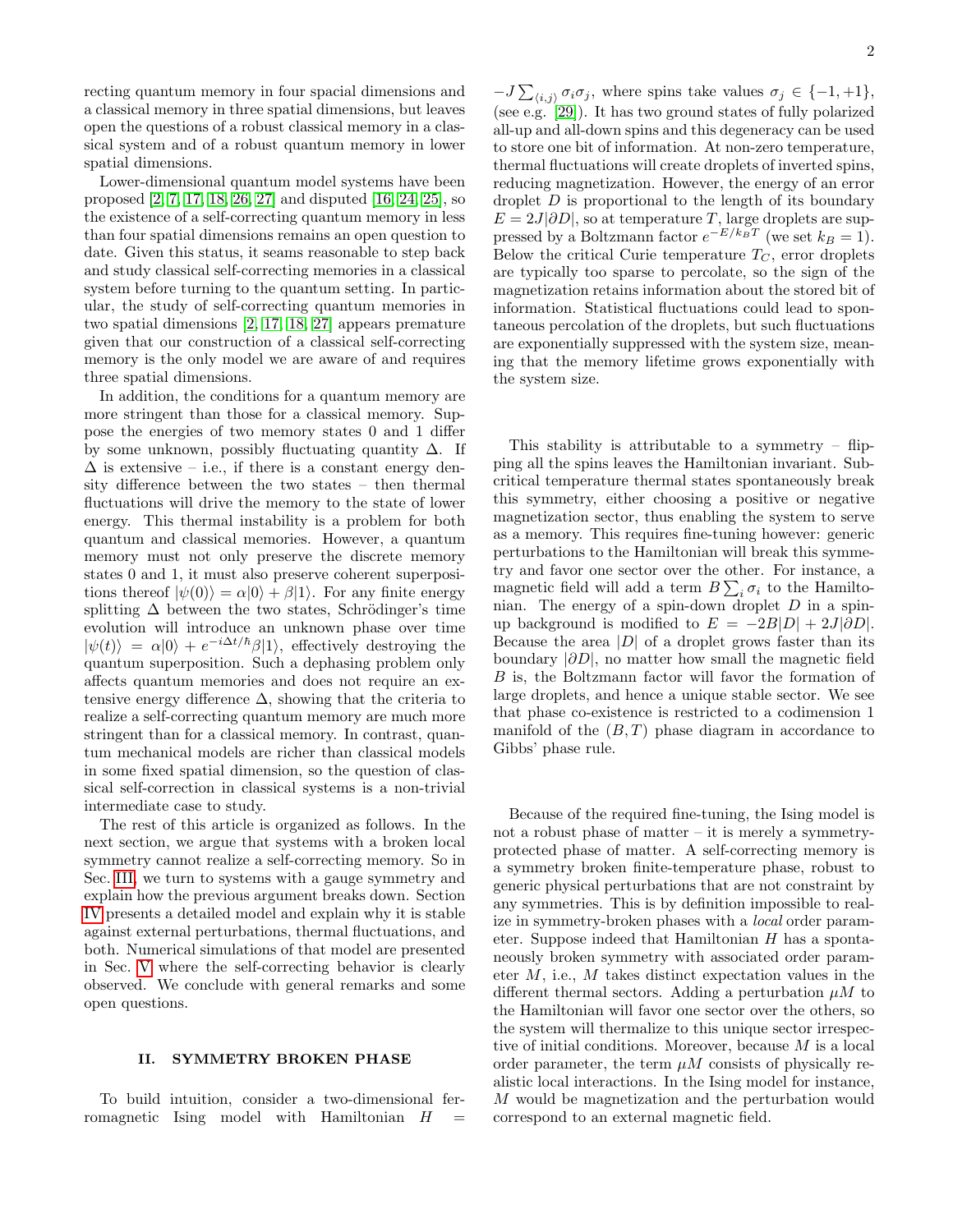recting quantum memory in four spacial dimensions and a classical memory in three spatial dimensions, but leaves open the questions of a robust classical memory in a classical system and of a robust quantum memory in lower spatial dimensions.

Lower-dimensional quantum model systems have been proposed [2, 7, 17, 18, 26, 27] and disputed [16, 24, 25], so the existence of a self-correcting quantum memory in less than four spatial dimensions remains an open question to date. Given this status, it seams reasonable to step back and study classical self-correcting memories in a classical system before turning to the quantum setting. In particular, the study of self-correcting quantum memories in two spatial dimensions [2, 17, 18, 27] appears premature given that our construction of a classical self-correcting memory is the only model we are aware of and requires three spatial dimensions.

In addition, the conditions for a quantum memory are more stringent than those for a classical memory. Suppose the energies of two memory states 0 and 1 differ by some unknown, possibly fluctuating quantity $\Delta$. If $\Delta$ is extensive – i.e., if there is a constant energy density difference between the two states – then thermal fluctuations will drive the memory to the state of lower energy. This thermal instability is a problem for both quantum and classical memories. However, a quantum memory must not only preserve the discrete memory states 0 and 1, it must also preserve coherent superpositions thereof $|\psi(0)\rangle = \alpha|0\rangle + \beta|1\rangle$. For any finite energy splitting $\Delta$ between the two states, Schrödinger's time evolution will introduce an unknown phase over time $|\psi(t)\rangle = \alpha|0\rangle + e^{-i\Delta t/\hbar}\beta|1\rangle$, effectively destroying the quantum superposition. Such a dephasing problem only affects quantum memories and does not require an extensive energy difference $\Delta$, showing that the criteria to realize a self-correcting quantum memory are much more stringent than for a classical memory. In contrast, quantum mechanical models are richer than classical models in some fixed spatial dimension, so the question of classical self-correction in classical systems is a non-trivial intermediate case to study.

The rest of this article is organized as follows. In the next section, we argue that systems with a broken local symmetry cannot realize a self-correcting memory. So in Sec. III, we turn to systems with a gauge symmetry and explain how the previous argument breaks down. Section IV presents a detailed model and explain why it is stable against external perturbations, thermal fluctuations, and both. Numerical simulations of that model are presented in Sec. V where the self-correcting behavior is clearly observed. We conclude with general remarks and some open questions.

## II. SYMMETRY BROKEN PHASE

To build intuition, consider a two-dimensional ferromagnetic Ising model with Hamiltonian $H = -J\sum_{\langle i,j\rangle}\sigma_i\sigma_j$, where spins take values $\sigma_j \in \{-1,+1\}$, (see e.g. [29]). It has two ground states of fully polarized all-up and all-down spins and this degeneracy can be used to store one bit of information. At non-zero temperature, thermal fluctuations will create droplets of inverted spins, reducing magnetization. However, the energy of an error droplet $D$ is proportional to the length of its boundary $E = 2J|\partial D|$, so at temperature $T$, large droplets are suppressed by a Boltzmann factor $e^{-E/k_BT}$ (we set $k_B = 1$). Below the critical Curie temperature $T_C$, error droplets are typically too sparse to percolate, so the sign of the magnetization retains information about the stored bit of information. Statistical fluctuations could lead to spontaneous percolation of the droplets, but such fluctuations are exponentially suppressed with the system size, meaning that the memory lifetime grows exponentially with the system size.

This stability is attributable to a symmetry – flipping all the spins leaves the Hamiltonian invariant. Subcritical temperature thermal states spontaneously break this symmetry, either choosing a positive or negative magnetization sector, thus enabling the system to serve as a memory. This requires fine-tuning however: generic perturbations to the Hamiltonian will break this symmetry and favor one sector over the other. For instance, a magnetic field will add a term $B\sum_i\sigma_i$ to the Hamiltonian. The energy of a spin-down droplet $D$ in a spin-up background is modified to $E = -2B|D| + 2J|\partial D|$. Because the area $|D|$ of a droplet grows faster than its boundary $|\partial D|$, no matter how small the magnetic field $B$ is, the Boltzmann factor will favor the formation of large droplets, and hence a unique stable sector. We see that phase co-existence is restricted to a codimension 1 manifold of the $(B, T)$ phase diagram in accordance to Gibbs' phase rule.

Because of the required fine-tuning, the Ising model is not a robust phase of matter – it is merely a symmetry-protected phase of matter. A self-correcting memory is a symmetry broken finite-temperature phase, robust to generic physical perturbations that are not constraint by any symmetries. This is by definition impossible to realize in symmetry-broken phases with a *local* order parameter. Suppose indeed that Hamiltonian $H$ has a spontaneously broken symmetry with associated order parameter $M$, i.e., $M$ takes distinct expectation values in the different thermal sectors. Adding a perturbation $\mu M$ to the Hamiltonian will favor one sector over the others, so the system will thermalize to this unique sector irrespective of initial conditions. Moreover, because $M$ is a local order parameter, the term $\mu M$ consists of physically realistic local interactions. In the Ising model for instance, $M$ would be magnetization and the perturbation would correspond to an external magnetic field.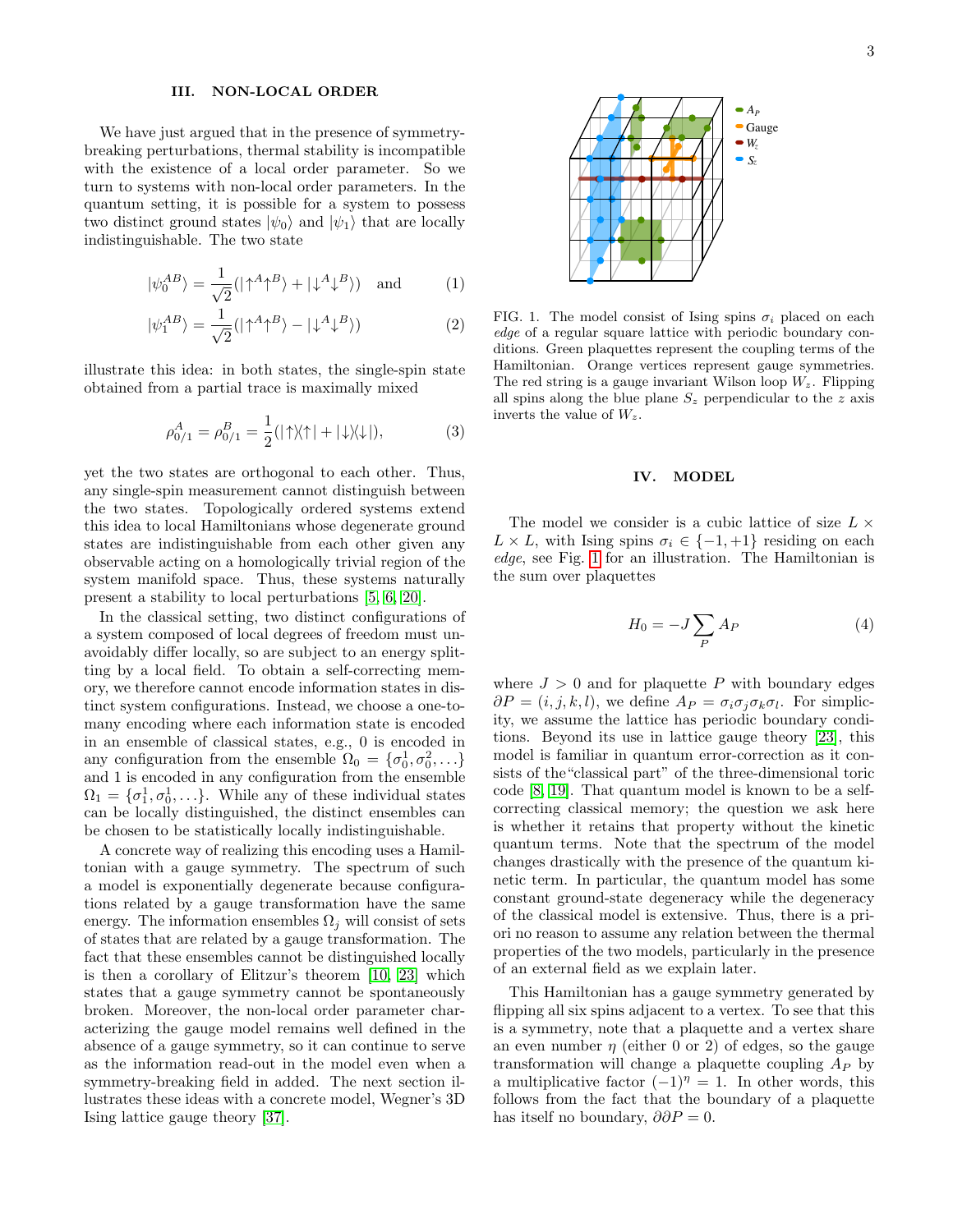## III. NON-LOCAL ORDER

We have just argued that in the presence of symmetry-breaking perturbations, thermal stability is incompatible with the existence of a local order parameter. So we turn to systems with non-local order parameters. In the quantum setting, it is possible for a system to possess two distinct ground states $|\psi_0\rangle$ and $|\psi_1\rangle$ that are locally indistinguishable. The two state

$$|\psi_0^{AB}\rangle = \frac{1}{\sqrt{2}}(|{\uparrow^A\uparrow^B}\rangle + |{\downarrow^A\downarrow^B}\rangle) \quad \text{and} \tag{1}$$

$$|\psi_1^{AB}\rangle = \frac{1}{\sqrt{2}}(|{\uparrow^A\uparrow^B}\rangle - |{\downarrow^A\downarrow^B}\rangle) \tag{2}$$

illustrate this idea: in both states, the single-spin state obtained from a partial trace is maximally mixed

$$\rho^A_{0/1} = \rho^B_{0/1} = \frac{1}{2}(|{\uparrow}\rangle\langle{\uparrow}| + |{\downarrow}\rangle\langle{\downarrow}|), \tag{3}$$

yet the two states are orthogonal to each other. Thus, any single-spin measurement cannot distinguish between the two states. Topologically ordered systems extend this idea to local Hamiltonians whose degenerate ground states are indistinguishable from each other given any observable acting on a homologically trivial region of the system manifold space. Thus, these systems naturally present a stability to local perturbations [5, 6, 20].

In the classical setting, two distinct configurations of a system composed of local degrees of freedom must unavoidably differ locally, so are subject to an energy splitting by a local field. To obtain a self-correcting memory, we therefore cannot encode information states in distinct system configurations. Instead, we choose a one-to-many encoding where each information state is encoded in an ensemble of classical states, e.g., 0 is encoded in any configuration from the ensemble $\Omega_0 = \{\sigma_0^1, \sigma_0^2, \ldots\}$ and 1 is encoded in any configuration from the ensemble $\Omega_1 = \{\sigma_1^1, \sigma_0^1, \ldots\}$. While any of these individual states can be locally distinguished, the distinct ensembles can be chosen to be statistically locally indistinguishable.

A concrete way of realizing this encoding uses a Hamiltonian with a gauge symmetry. The spectrum of such a model is exponentially degenerate because configurations related by a gauge transformation have the same energy. The information ensembles $\Omega_j$ will consist of sets of states that are related by a gauge transformation. The fact that these ensembles cannot be distinguished locally is then a corollary of Elitzur's theorem [10, 23] which states that a gauge symmetry cannot be spontaneously broken. Moreover, the non-local order parameter characterizing the gauge model remains well defined in the absence of a gauge symmetry, so it can continue to serve as the information read-out in the model even when a symmetry-breaking field in added. The next section illustrates these ideas with a concrete model, Wegner's 3D Ising lattice gauge theory [37].

FIG. 1. The model consist of Ising spins $\sigma_i$ placed on each *edge* of a regular square lattice with periodic boundary conditions. Green plaquettes represent the coupling terms of the Hamiltonian. Orange vertices represent gauge symmetries. The red string is a gauge invariant Wilson loop $W_z$. Flipping all spins along the blue plane $S_z$ perpendicular to the $z$ axis inverts the value of $W_z$.

## IV. MODEL

The model we consider is a cubic lattice of size $L \times L \times L$, with Ising spins $\sigma_i \in \{-1, +1\}$ residing on each *edge*, see Fig. 1 for an illustration. The Hamiltonian is the sum over plaquettes

$$H_0 = -J \sum_P A_P \tag{4}$$

where $J > 0$ and for plaquette $P$ with boundary edges $\partial P = (i, j, k, l)$, we define $A_P = \sigma_i \sigma_j \sigma_k \sigma_l$. For simplicity, we assume the lattice has periodic boundary conditions. Beyond its use in lattice gauge theory [23], this model is familiar in quantum error-correction as it consists of the"classical part" of the three-dimensional toric code [8, 19]. That quantum model is known to be a self-correcting classical memory; the question we ask here is whether it retains that property without the kinetic quantum terms. Note that the spectrum of the model changes drastically with the presence of the quantum kinetic term. In particular, the quantum model has some constant ground-state degeneracy while the degeneracy of the classical model is extensive. Thus, there is a priori no reason to assume any relation between the thermal properties of the two models, particularly in the presence of an external field as we explain later.

This Hamiltonian has a gauge symmetry generated by flipping all six spins adjacent to a vertex. To see that this is a symmetry, note that a plaquette and a vertex share an even number $\eta$ (either 0 or 2) of edges, so the gauge transformation will change a plaquette coupling $A_P$ by a multiplicative factor $(-1)^\eta = 1$. In other words, this follows from the fact that the boundary of a plaquette has itself no boundary, $\partial\partial P = 0$.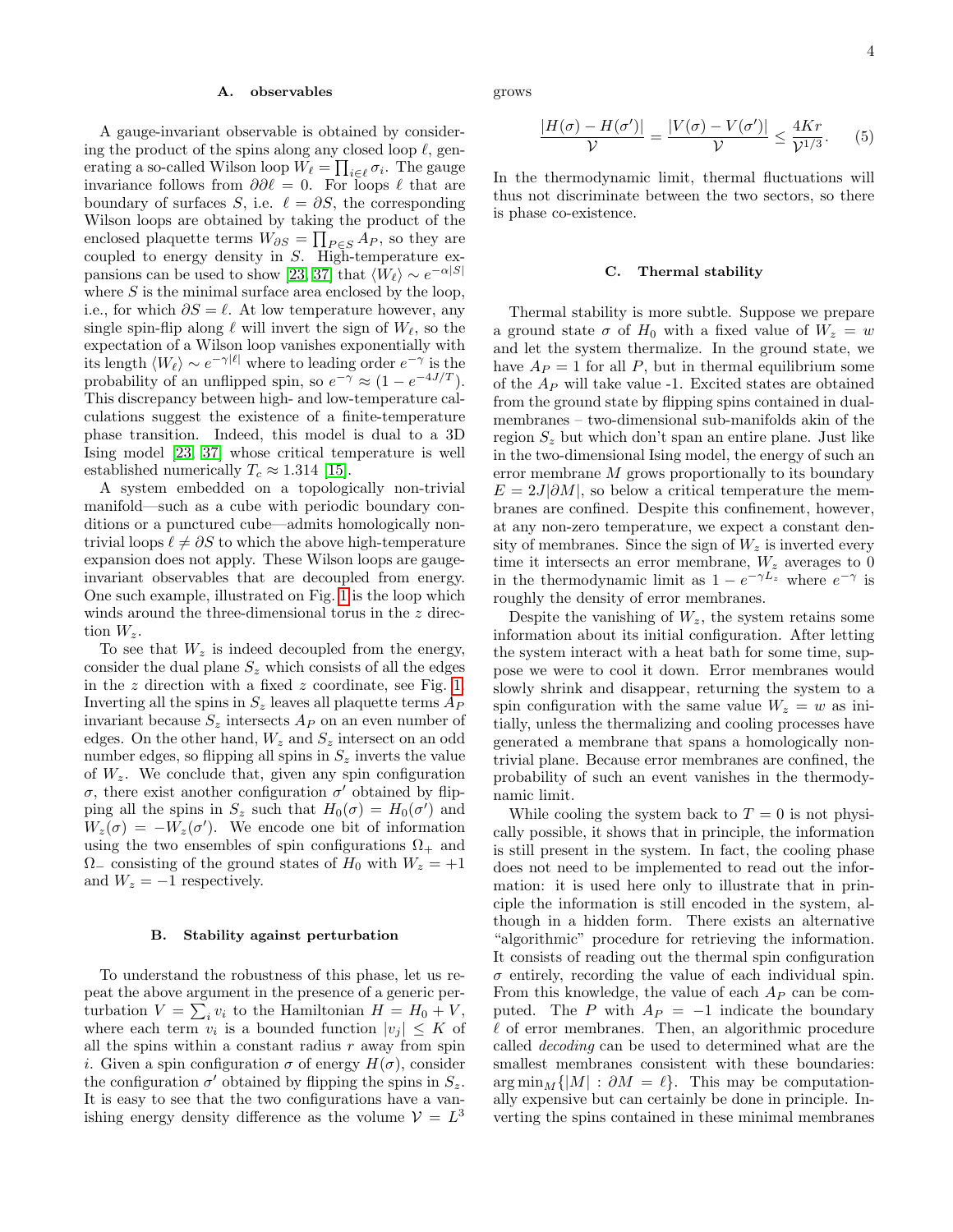### A. observables

A gauge-invariant observable is obtained by considering the product of the spins along any closed loop $\ell$, generating a so-called Wilson loop $W_\ell = \prod_{i\in\ell}\sigma_i$. The gauge invariance follows from $\partial\partial\ell = 0$. For loops $\ell$ that are boundary of surfaces $S$, i.e. $\ell = \partial S$, the corresponding Wilson loops are obtained by taking the product of the enclosed plaquette terms $W_{\partial S} = \prod_{P\in S} A_P$, so they are coupled to energy density in $S$. High-temperature expansions can be used to show [23, 37] that $\langle W_\ell\rangle \sim e^{-\alpha|S|}$ where $S$ is the minimal surface area enclosed by the loop, i.e., for which $\partial S = \ell$. At low temperature however, any single spin-flip along $\ell$ will invert the sign of $W_\ell$, so the expectation of a Wilson loop vanishes exponentially with its length $\langle W_\ell\rangle \sim e^{-\gamma|\ell|}$ where to leading order $e^{-\gamma}$ is the probability of an unflipped spin, so $e^{-\gamma} \approx (1 - e^{-4J/T})$. This discrepancy between high- and low-temperature calculations suggest the existence of a finite-temperature phase transition. Indeed, this model is dual to a 3D Ising model [23, 37] whose critical temperature is well established numerically $T_c \approx 1.314$ [15].

A system embedded on a topologically non-trivial manifold—such as a cube with periodic boundary conditions or a punctured cube—admits homologically non-trivial loops $\ell \neq \partial S$ to which the above high-temperature expansion does not apply. These Wilson loops are gauge-invariant observables that are decoupled from energy. One such example, illustrated on Fig. 1 is the loop which winds around the three-dimensional torus in the $z$ direction $W_z$.

To see that $W_z$ is indeed decoupled from the energy, consider the dual plane $S_z$ which consists of all the edges in the $z$ direction with a fixed $z$ coordinate, see Fig. 1. Inverting all the spins in $S_z$ leaves all plaquette terms $A_P$ invariant because $S_z$ intersects $A_P$ on an even number of edges. On the other hand, $W_z$ and $S_z$ intersect on an odd number edges, so flipping all spins in $S_z$ inverts the value of $W_z$. We conclude that, given any spin configuration $\sigma$, there exist another configuration $\sigma'$ obtained by flipping all the spins in $S_z$ such that $H_0(\sigma) = H_0(\sigma')$ and $W_z(\sigma) = -W_z(\sigma')$. We encode one bit of information using the two ensembles of spin configurations $\Omega_+$ and $\Omega_-$ consisting of the ground states of $H_0$ with $W_z = +1$ and $W_z = -1$ respectively.

### B. Stability against perturbation

To understand the robustness of this phase, let us repeat the above argument in the presence of a generic perturbation $V = \sum_i v_i$ to the Hamiltonian $H = H_0 + V$, where each term $v_i$ is a bounded function $|v_j| \leq K$ of all the spins within a constant radius $r$ away from spin $i$. Given a spin configuration $\sigma$ of energy $H(\sigma)$, consider the configuration $\sigma'$ obtained by flipping the spins in $S_z$. It is easy to see that the two configurations have a vanishing energy density difference as the volume $\mathcal{V} = L^3$ grows

$$\frac{|H(\sigma) - H(\sigma')|}{\mathcal{V}} = \frac{|V(\sigma) - V(\sigma')|}{\mathcal{V}} \leq \frac{4Kr}{\mathcal{V}^{1/3}}. \quad (5)$$

In the thermodynamic limit, thermal fluctuations will thus not discriminate between the two sectors, so there is phase co-existence.

### C. Thermal stability

Thermal stability is more subtle. Suppose we prepare a ground state $\sigma$ of $H_0$ with a fixed value of $W_z = w$ and let the system thermalize. In the ground state, we have $A_P = 1$ for all $P$, but in thermal equilibrium some of the $A_P$ will take value -1. Excited states are obtained from the ground state by flipping spins contained in dual-membranes – two-dimensional sub-manifolds akin of the region $S_z$ but which don't span an entire plane. Just like in the two-dimensional Ising model, the energy of such an error membrane $M$ grows proportionally to its boundary $E = 2J|\partial M|$, so below a critical temperature the membranes are confined. Despite this confinement, however, at any non-zero temperature, we expect a constant density of membranes. Since the sign of $W_z$ is inverted every time it intersects an error membrane, $W_z$ averages to 0 in the thermodynamic limit as $1 - e^{-\gamma L_z}$ where $e^{-\gamma}$ is roughly the density of error membranes.

Despite the vanishing of $W_z$, the system retains some information about its initial configuration. After letting the system interact with a heat bath for some time, suppose we were to cool it down. Error membranes would slowly shrink and disappear, returning the system to a spin configuration with the same value $W_z = w$ as initially, unless the thermalizing and cooling processes have generated a membrane that spans a homologically non-trivial plane. Because error membranes are confined, the probability of such an event vanishes in the thermodynamic limit.

While cooling the system back to $T = 0$ is not physically possible, it shows that in principle, the information is still present in the system. In fact, the cooling phase does not need to be implemented to read out the information: it is used here only to illustrate that in principle the information is still encoded in the system, although in a hidden form. There exists an alternative "algorithmic" procedure for retrieving the information. It consists of reading out the thermal spin configuration $\sigma$ entirely, recording the value of each individual spin. From this knowledge, the value of each $A_P$ can be computed. The $P$ with $A_P = -1$ indicate the boundary $\ell$ of error membranes. Then, an algorithmic procedure called *decoding* can be used to determined what are the smallest membranes consistent with these boundaries: $\arg\min_M\{|M| : \partial M = \ell\}$. This may be computationally expensive but can certainly be done in principle. Inverting the spins contained in these minimal membranes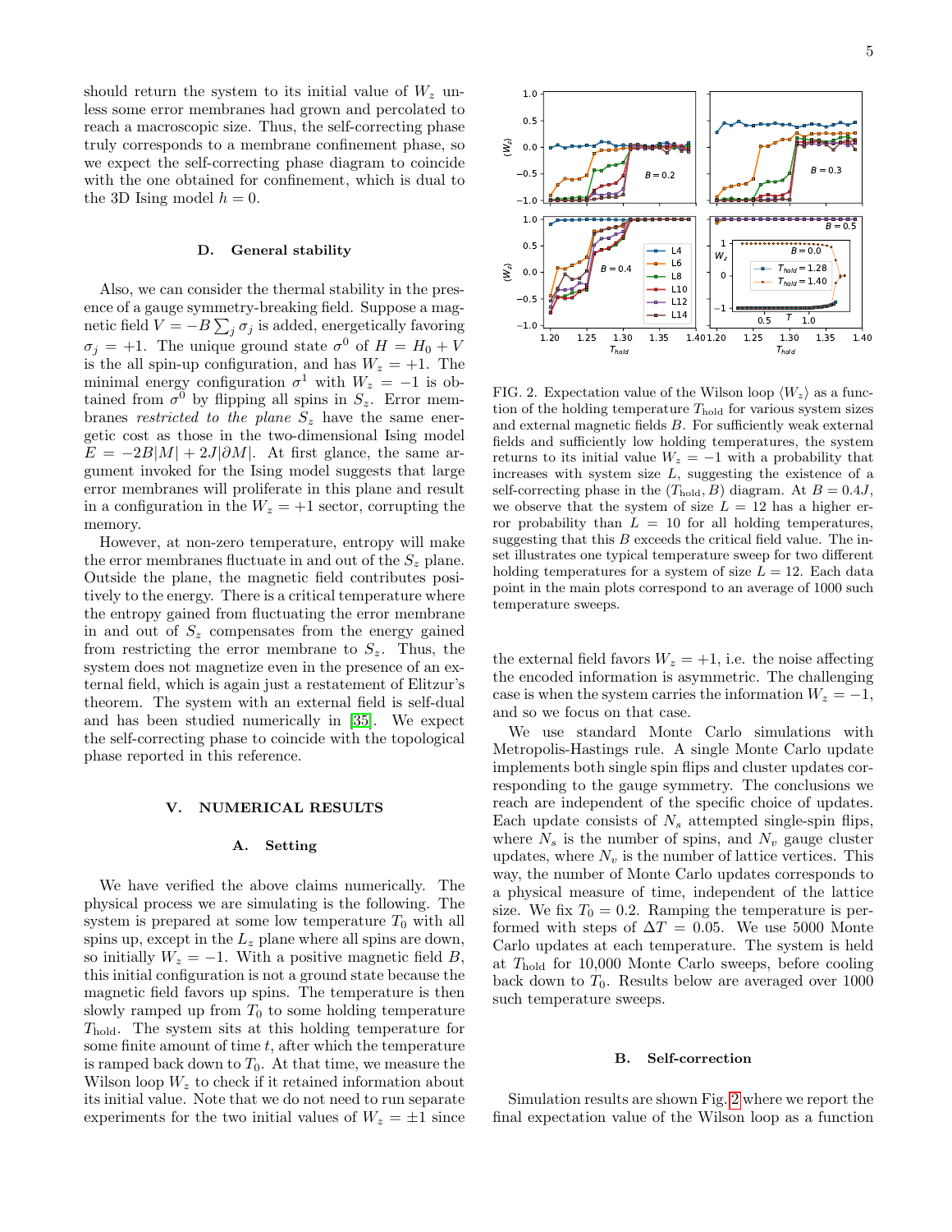should return the system to its initial value of $W_z$ unless some error membranes had grown and percolated to reach a macroscopic size. Thus, the self-correcting phase truly corresponds to a membrane confinement phase, so we expect the self-correcting phase diagram to coincide with the one obtained for confinement, which is dual to the 3D Ising model $h = 0$.

### D. General stability

Also, we can consider the thermal stability in the presence of a gauge symmetry-breaking field. Suppose a magnetic field $V = -B \sum_j \sigma_j$ is added, energetically favoring $\sigma_j = +1$. The unique ground state $\sigma^0$ of $H = H_0 + V$ is the all spin-up configuration, and has $W_z = +1$. The minimal energy configuration $\sigma^1$ with $W_z = -1$ is obtained from $\sigma^0$ by flipping all spins in $S_z$. Error membranes *restricted to the plane* $S_z$ have the same energetic cost as those in the two-dimensional Ising model $E = -2B|M| + 2J|\partial M|$. At first glance, the same argument invoked for the Ising model suggests that large error membranes will proliferate in this plane and result in a configuration in the $W_z = +1$ sector, corrupting the memory.

However, at non-zero temperature, entropy will make the error membranes fluctuate in and out of the $S_z$ plane. Outside the plane, the magnetic field contributes positively to the energy. There is a critical temperature where the entropy gained from fluctuating the error membrane in and out of $S_z$ compensates from the energy gained from restricting the error membrane to $S_z$. Thus, the system does not magnetize even in the presence of an external field, which is again just a restatement of Elitzur's theorem. The system with an external field is self-dual and has been studied numerically in [35]. We expect the self-correcting phase to coincide with the topological phase reported in this reference.

## V. NUMERICAL RESULTS

### A. Setting

We have verified the above claims numerically. The physical process we are simulating is the following. The system is prepared at some low temperature $T_0$ with all spins up, except in the $L_z$ plane where all spins are down, so initially $W_z = -1$. With a positive magnetic field $B$, this initial configuration is not a ground state because the magnetic field favors up spins. The temperature is then slowly ramped up from $T_0$ to some holding temperature $T_{\text{hold}}$. The system sits at this holding temperature for some finite amount of time $t$, after which the temperature is ramped back down to $T_0$. At that time, we measure the Wilson loop $W_z$ to check if it retained information about its initial value. Note that we do not need to run separate experiments for the two initial values of $W_z = \pm 1$ since the external field favors $W_z = +1$, i.e. the noise affecting the encoded information is asymmetric. The challenging case is when the system carries the information $W_z = -1$, and so we focus on that case.

We use standard Monte Carlo simulations with Metropolis-Hastings rule. A single Monte Carlo update implements both single spin flips and cluster updates corresponding to the gauge symmetry. The conclusions we reach are independent of the specific choice of updates. Each update consists of $N_s$ attempted single-spin flips, where $N_s$ is the number of spins, and $N_v$ gauge cluster updates, where $N_v$ is the number of lattice vertices. This way, the number of Monte Carlo updates corresponds to a physical measure of time, independent of the lattice size. We fix $T_0 = 0.2$. Ramping the temperature is performed with steps of $\Delta T = 0.05$. We use 5000 Monte Carlo updates at each temperature. The system is held at $T_{\text{hold}}$ for 10,000 Monte Carlo sweeps, before cooling back down to $T_0$. Results below are averaged over 1000 such temperature sweeps.

FIG. 2. Expectation value of the Wilson loop $\langle W_z \rangle$ as a function of the holding temperature $T_{\text{hold}}$ for various system sizes and external magnetic fields $B$. For sufficiently weak external fields and sufficiently low holding temperatures, the system returns to its initial value $W_z = -1$ with a probability that increases with system size $L$, suggesting the existence of a self-correcting phase in the $(T_{\text{hold}}, B)$ diagram. At $B = 0.4J$, we observe that the system of size $L = 12$ has a higher error probability than $L = 10$ for all holding temperatures, suggesting that this $B$ exceeds the critical field value. The inset illustrates one typical temperature sweep for two different holding temperatures for a system of size $L = 12$. Each data point in the main plots correspond to an average of 1000 such temperature sweeps.

### B. Self-correction

Simulation results are shown Fig. 2 where we report the final expectation value of the Wilson loop as a function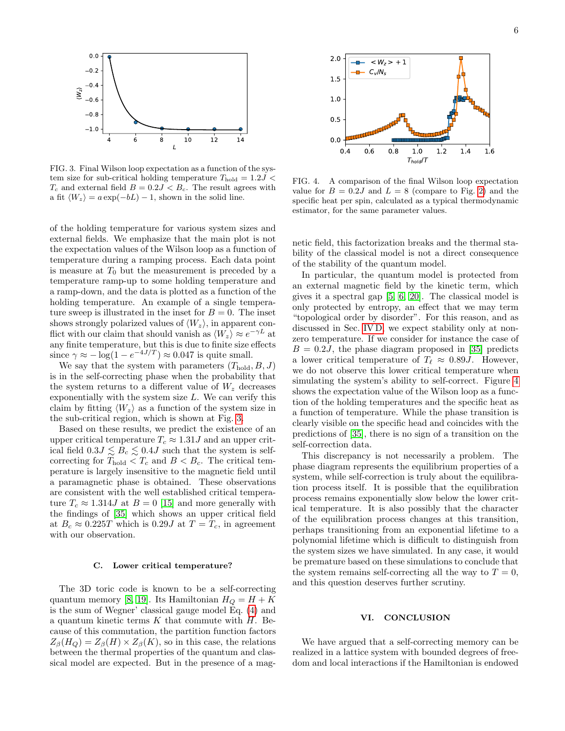FIG. 3. Final Wilson loop expectation as a function of the system size for sub-critical holding temperature $T_{\rm hold} = 1.2J < T_c$ and external field $B = 0.2J < B_c$. The result agrees with a fit $\langle W_z \rangle = a\exp(-bL) - 1$, shown in the solid line.

FIG. 4. A comparison of the final Wilson loop expectation value for $B = 0.2J$ and $L = 8$ (compare to Fig. 2) and the specific heat per spin, calculated as a typical thermodynamic estimator, for the same parameter values.

of the holding temperature for various system sizes and external fields. We emphasize that the main plot is not the expectation values of the Wilson loop as a function of temperature during a ramping process. Each data point is measure at $T_0$ but the measurement is preceded by a temperature ramp-up to some holding temperature and a ramp-down, and the data is plotted as a function of the holding temperature. An example of a single temperature sweep is illustrated in the inset for $B = 0$. The inset shows strongly polarized values of $\langle W_z \rangle$, in apparent conflict with our claim that should vanish as $\langle W_z \rangle \approx e^{-\gamma L}$ at any finite temperature, but this is due to finite size effects since $\gamma \approx -\log(1 - e^{-4J/T}) \approx 0.047$ is quite small.

We say that the system with parameters $(T_{\rm hold}, B, J)$ is in the self-correcting phase when the probability that the system returns to a different value of $W_z$ decreases exponentially with the system size $L$. We can verify this claim by fitting $\langle W_z \rangle$ as a function of the system size in the sub-critical region, which is shown at Fig. 3.

Based on these results, we predict the existence of an upper critical temperature $T_c \approx 1.31J$ and an upper critical field $0.3J \lesssim B_c \lesssim 0.4J$ such that the system is self-correcting for $T_{\rm hold} < T_c$ and $B < B_c$. The critical temperature is largely insensitive to the magnetic field until a paramagnetic phase is obtained. These observations are consistent with the well established critical temperature $T_c \approx 1.314J$ at $B = 0$ [15] and more generally with the findings of [35] which shows an upper critical field at $B_c \approx 0.225T$ which is $0.29J$ at $T = T_c$, in agreement with our observation.

### C. Lower critical temperature?

The 3D toric code is known to be a self-correcting quantum memory [8, 19]. Its Hamiltonian $H_Q = H + K$ is the sum of Wegner' classical gauge model Eq. (4) and a quantum kinetic terms $K$ that commute with $H$. Because of this commutation, the partition function factors $Z_\beta(H_Q) = Z_\beta(H) \times Z_\beta(K)$, so in this case, the relations between the thermal properties of the quantum and classical model are expected. But in the presence of a magnetic field, this factorization breaks and the thermal stability of the classical model is not a direct consequence of the stability of the quantum model.

In particular, the quantum model is protected from an external magnetic field by the kinetic term, which gives it a spectral gap [5, 6, 20]. The classical model is only protected by entropy, an effect that we may term "topological order by disorder". For this reason, and as discussed in Sec. IV D, we expect stability only at nonzero temperature. If we consider for instance the case of $B = 0.2J$, the phase diagram proposed in [35] predicts a lower critical temperature of $T_\ell \approx 0.89J$. However, we do not observe this lower critical temperature when simulating the system's ability to self-correct. Figure 4 shows the expectation value of the Wilson loop as a function of the holding temperatures and the specific heat as a function of temperature. While the phase transition is clearly visible on the specific head and coincides with the predictions of [35], there is no sign of a transition on the self-correction data.

This discrepancy is not necessarily a problem. The phase diagram represents the equilibrium properties of a system, while self-correction is truly about the equilibration process itself. It is possible that the equilibration process remains exponentially slow below the lower critical temperature. It is also possibly that the character of the equilibration process changes at this transition, perhaps transitioning from an exponential lifetime to a polynomial lifetime which is difficult to distinguish from the system sizes we have simulated. In any case, it would be premature based on these simulations to conclude that the system remains self-correcting all the way to $T = 0$, and this question deserves further scrutiny.

## VI. CONCLUSION

We have argued that a self-correcting memory can be realized in a lattice system with bounded degrees of freedom and local interactions if the Hamiltonian is endowed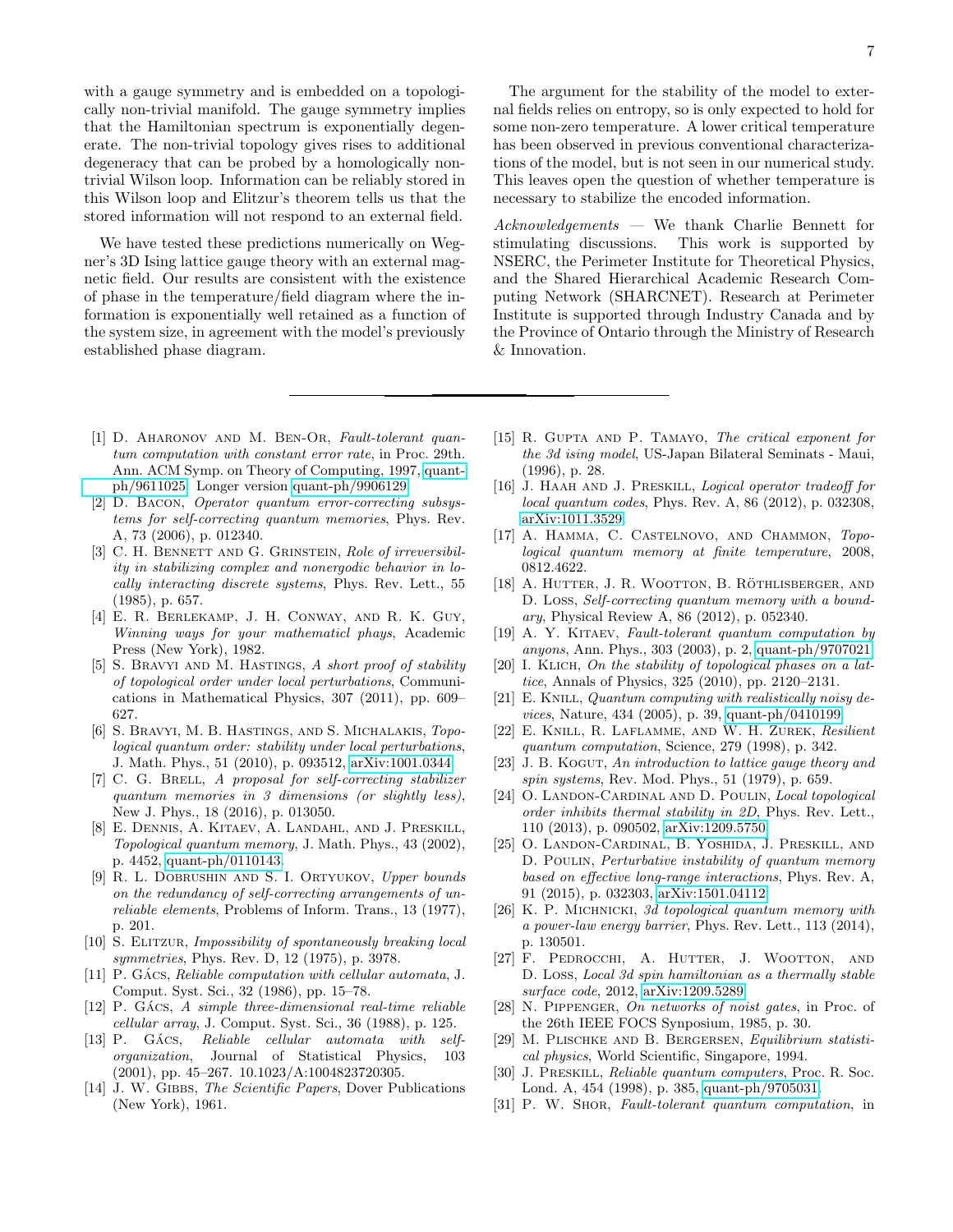with a gauge symmetry and is embedded on a topologically non-trivial manifold. The gauge symmetry implies that the Hamiltonian spectrum is exponentially degenerate. The non-trivial topology gives rises to additional degeneracy that can be probed by a homologically non-trivial Wilson loop. Information can be reliably stored in this Wilson loop and Elitzur's theorem tells us that the stored information will not respond to an external field.

We have tested these predictions numerically on Wegner's 3D Ising lattice gauge theory with an external magnetic field. Our results are consistent with the existence of phase in the temperature/field diagram where the information is exponentially well retained as a function of the system size, in agreement with the model's previously established phase diagram.

The argument for the stability of the model to external fields relies on entropy, so is only expected to hold for some non-zero temperature. A lower critical temperature has been observed in previous conventional characterizations of the model, but is not seen in our numerical study. This leaves open the question of whether temperature is necessary to stabilize the encoded information.

*Acknowledgements* — We thank Charlie Bennett for stimulating discussions. This work is supported by NSERC, the Perimeter Institute for Theoretical Physics, and the Shared Hierarchical Academic Research Computing Network (SHARCNET). Research at Perimeter Institute is supported through Industry Canada and by the Province of Ontario through the Ministry of Research & Innovation.

---

[1] D. Aharonov and M. Ben-Or, *Fault-tolerant quantum computation with constant error rate*, in Proc. 29th. Ann. ACM Symp. on Theory of Computing, 1997, quant-ph/9611025. Longer version quant-ph/9906129.

[2] D. Bacon, *Operator quantum error-correcting subsystems for self-correcting quantum memories*, Phys. Rev. A, 73 (2006), p. 012340.

[3] C. H. Bennett and G. Grinstein, *Role of irreversibility in stabilizing complex and nonergodic behavior in locally interacting discrete systems*, Phys. Rev. Lett., 55 (1985), p. 657.

[4] E. R. Berlekamp, J. H. Conway, and R. K. Guy, *Winning ways for your mathematicl phays*, Academic Press (New York), 1982.

[5] S. Bravyi and M. Hastings, *A short proof of stability of topological order under local perturbations*, Communications in Mathematical Physics, 307 (2011), pp. 609–627.

[6] S. Bravyi, M. B. Hastings, and S. Michalakis, *Topological quantum order: stability under local perturbations*, J. Math. Phys., 51 (2010), p. 093512, arXiv:1001.0344.

[7] C. G. Brell, *A proposal for self-correcting stabilizer quantum memories in 3 dimensions (or slightly less)*, New J. Phys., 18 (2016), p. 013050.

[8] E. Dennis, A. Kitaev, A. Landahl, and J. Preskill, *Topological quantum memory*, J. Math. Phys., 43 (2002), p. 4452, quant-ph/0110143.

[9] R. L. Dobrushin and S. I. Ortyukov, *Upper bounds on the redundancy of self-correcting arrangements of unreliable elements*, Problems of Inform. Trans., 13 (1977), p. 201.

[10] S. Elitzur, *Impossibility of spontaneously breaking local symmetries*, Phys. Rev. D, 12 (1975), p. 3978.

[11] P. Gács, *Reliable computation with cellular automata*, J. Comput. Syst. Sci., 32 (1986), pp. 15–78.

[12] P. Gács, *A simple three-dimensional real-time reliable cellular array*, J. Comput. Syst. Sci., 36 (1988), p. 125.

[13] P. Gács, *Reliable cellular automata with self-organization*, Journal of Statistical Physics, 103 (2001), pp. 45–267. 10.1023/A:1004823720305.

[14] J. W. Gibbs, *The Scientific Papers*, Dover Publications (New York), 1961.

[15] R. Gupta and P. Tamayo, *The critical exponent for the 3d ising model*, US-Japan Bilateral Seminats - Maui, (1996), p. 28.

[16] J. Haah and J. Preskill, *Logical operator tradeoff for local quantum codes*, Phys. Rev. A, 86 (2012), p. 032308, arXiv:1011.3529.

[17] A. Hamma, C. Castelnovo, and Chammon, *Topological quantum memory at finite temperature*, 2008, 0812.4622.

[18] A. Hutter, J. R. Wootton, B. Röthlisberger, and D. Loss, *Self-correcting quantum memory with a boundary*, Physical Review A, 86 (2012), p. 052340.

[19] A. Y. Kitaev, *Fault-tolerant quantum computation by anyons*, Ann. Phys., 303 (2003), p. 2, quant-ph/9707021.

[20] I. Klich, *On the stability of topological phases on a lattice*, Annals of Physics, 325 (2010), pp. 2120–2131.

[21] E. Knill, *Quantum computing with realistically noisy devices*, Nature, 434 (2005), p. 39, quant-ph/0410199.

[22] E. Knill, R. Laflamme, and W. H. Zurek, *Resilient quantum computation*, Science, 279 (1998), p. 342.

[23] J. B. Kogut, *An introduction to lattice gauge theory and spin systems*, Rev. Mod. Phys., 51 (1979), p. 659.

[24] O. Landon-Cardinal and D. Poulin, *Local topological order inhibits thermal stability in 2D*, Phys. Rev. Lett., 110 (2013), p. 090502, arXiv:1209.5750.

[25] O. Landon-Cardinal, B. Yoshida, J. Preskill, and D. Poulin, *Perturbative instability of quantum memory based on effective long-range interactions*, Phys. Rev. A, 91 (2015), p. 032303, arXiv:1501.04112.

[26] K. P. Michnicki, *3d topological quantum memory with a power-law energy barrier*, Phys. Rev. Lett., 113 (2014), p. 130501.

[27] F. Pedrocchi, A. Hutter, J. Wootton, and D. Loss, *Local 3d spin hamiltonian as a thermally stable surface code*, 2012, arXiv:1209.5289.

[28] N. Pippenger, *On networks of noist gates*, in Proc. of the 26th IEEE FOCS Synposium, 1985, p. 30.

[29] M. Plischke and B. Bergersen, *Equilibrium statistical physics*, World Scientific, Singapore, 1994.

[30] J. Preskill, *Reliable quantum computers*, Proc. R. Soc. Lond. A, 454 (1998), p. 385, quant-ph/9705031.

[31] P. W. Shor, *Fault-tolerant quantum computation*, in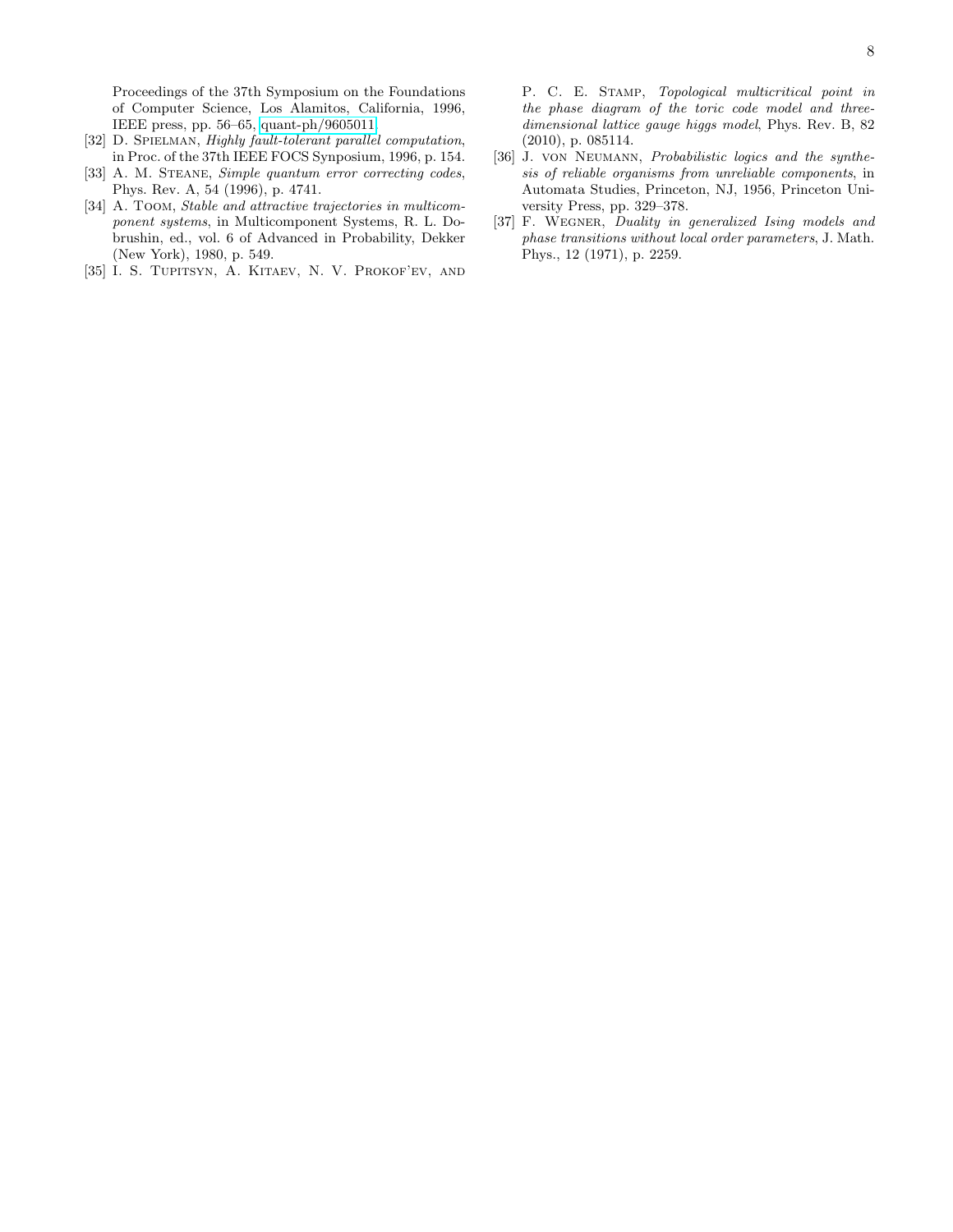Proceedings of the 37th Symposium on the Foundations of Computer Science, Los Alamitos, California, 1996, IEEE press, pp. 56–65, quant-ph/9605011.

[32] D. Spielman, *Highly fault-tolerant parallel computation*, in Proc. of the 37th IEEE FOCS Synposium, 1996, p. 154.

[33] A. M. Steane, *Simple quantum error correcting codes*, Phys. Rev. A, 54 (1996), p. 4741.

[34] A. Toom, *Stable and attractive trajectories in multicomponent systems*, in Multicomponent Systems, R. L. Dobrushin, ed., vol. 6 of Advanced in Probability, Dekker (New York), 1980, p. 549.

[35] I. S. Tupitsyn, A. Kitaev, N. V. Prokof'ev, and P. C. E. Stamp, *Topological multicritical point in the phase diagram of the toric code model and three-dimensional lattice gauge higgs model*, Phys. Rev. B, 82 (2010), p. 085114.

[36] J. von Neumann, *Probabilistic logics and the synthesis of reliable organisms from unreliable components*, in Automata Studies, Princeton, NJ, 1956, Princeton University Press, pp. 329–378.

[37] F. Wegner, *Duality in generalized Ising models and phase transitions without local order parameters*, J. Math. Phys., 12 (1971), p. 2259.